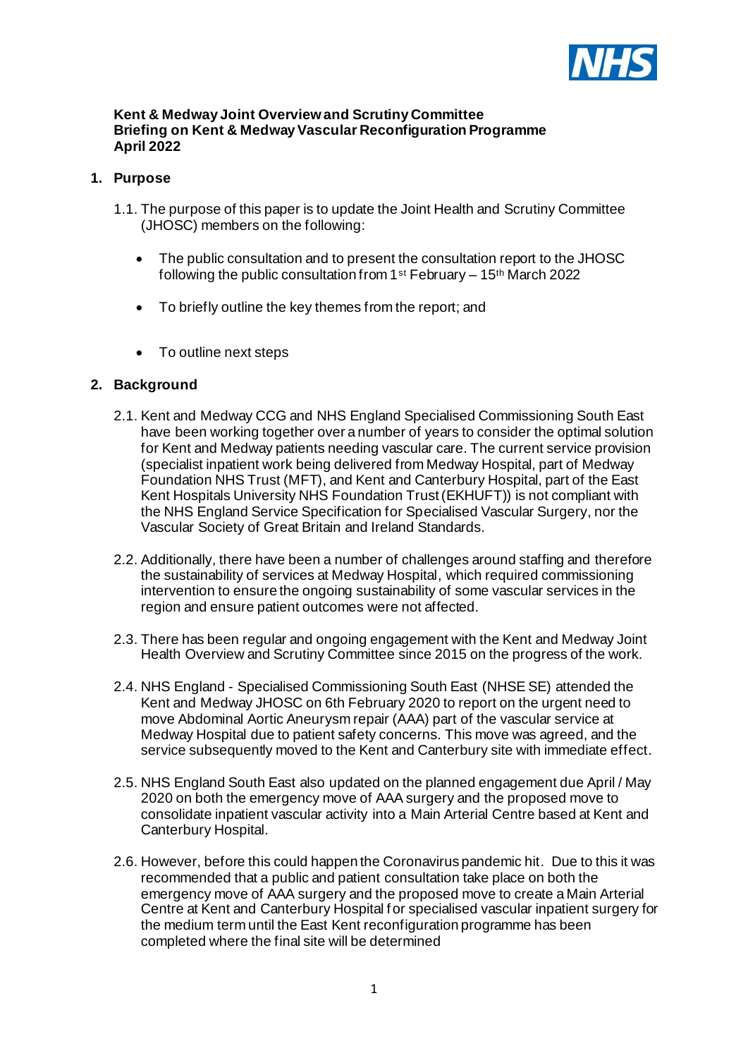**Kent & Medway Joint Overview and Scrutiny Committee**
**Briefing on Kent & Medway Vascular Reconfiguration Programme**
**April 2022**

## 1. Purpose

1.1. The purpose of this paper is to update the Joint Health and Scrutiny Committee (JHOSC) members on the following:

- The public consultation and to present the consultation report to the JHOSC following the public consultation from 1st February – 15th March 2022
- To briefly outline the key themes from the report; and
- To outline next steps

## 2. Background

2.1. Kent and Medway CCG and NHS England Specialised Commissioning South East have been working together over a number of years to consider the optimal solution for Kent and Medway patients needing vascular care. The current service provision (specialist inpatient work being delivered from Medway Hospital, part of Medway Foundation NHS Trust (MFT), and Kent and Canterbury Hospital, part of the East Kent Hospitals University NHS Foundation Trust (EKHUFT)) is not compliant with the NHS England Service Specification for Specialised Vascular Surgery, nor the Vascular Society of Great Britain and Ireland Standards.

2.2. Additionally, there have been a number of challenges around staffing and therefore the sustainability of services at Medway Hospital, which required commissioning intervention to ensure the ongoing sustainability of some vascular services in the region and ensure patient outcomes were not affected.

2.3. There has been regular and ongoing engagement with the Kent and Medway Joint Health Overview and Scrutiny Committee since 2015 on the progress of the work.

2.4. NHS England - Specialised Commissioning South East (NHSE SE) attended the Kent and Medway JHOSC on 6th February 2020 to report on the urgent need to move Abdominal Aortic Aneurysm repair (AAA) part of the vascular service at Medway Hospital due to patient safety concerns. This move was agreed, and the service subsequently moved to the Kent and Canterbury site with immediate effect.

2.5. NHS England South East also updated on the planned engagement due April / May 2020 on both the emergency move of AAA surgery and the proposed move to consolidate inpatient vascular activity into a Main Arterial Centre based at Kent and Canterbury Hospital.

2.6. However, before this could happen the Coronavirus pandemic hit. Due to this it was recommended that a public and patient consultation take place on both the emergency move of AAA surgery and the proposed move to create a Main Arterial Centre at Kent and Canterbury Hospital for specialised vascular inpatient surgery for the medium term until the East Kent reconfiguration programme has been completed where the final site will be determined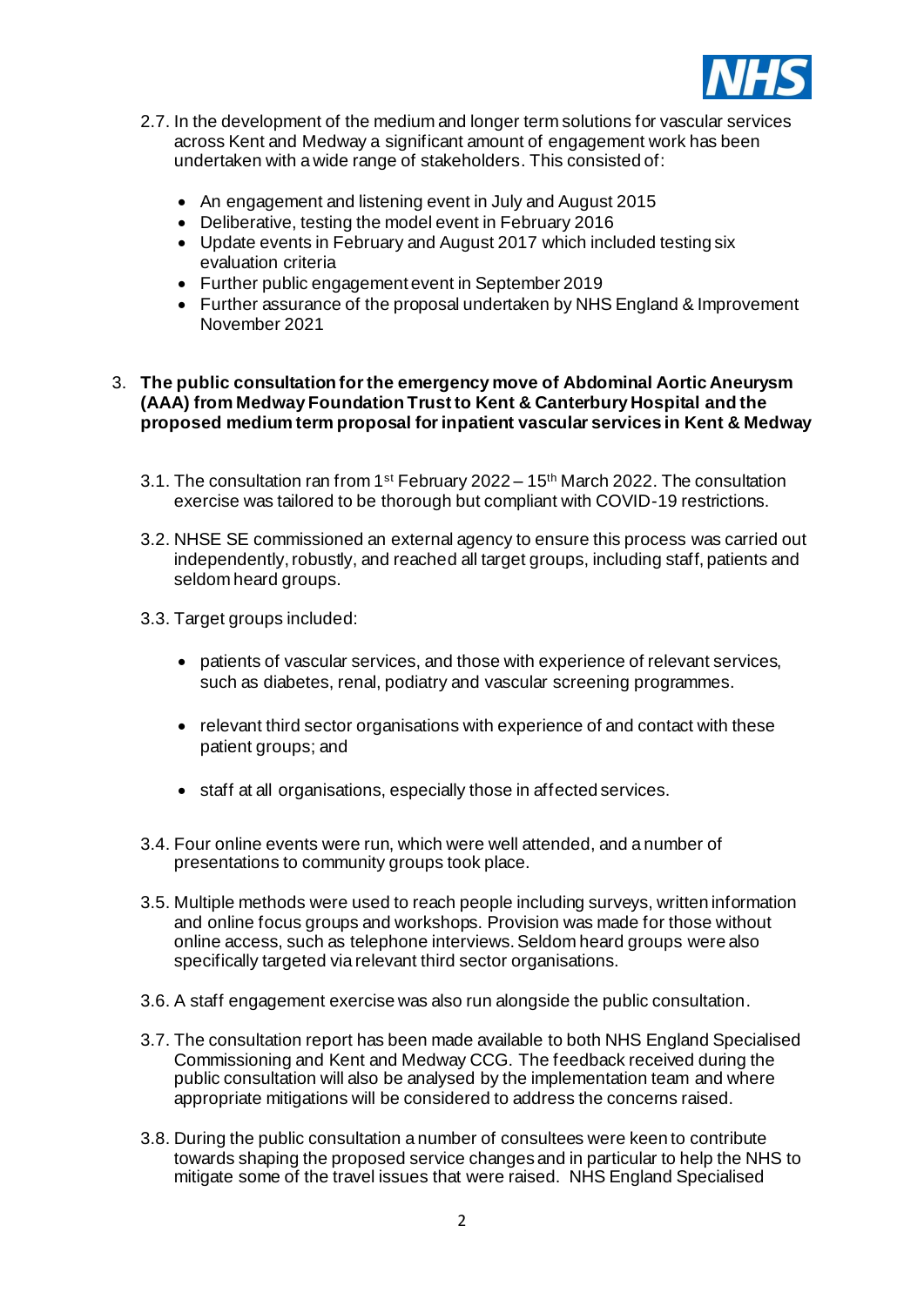2.7. In the development of the medium and longer term solutions for vascular services across Kent and Medway a significant amount of engagement work has been undertaken with a wide range of stakeholders. This consisted of:

- An engagement and listening event in July and August 2015
- Deliberative, testing the model event in February 2016
- Update events in February and August 2017 which included testing six evaluation criteria
- Further public engagement event in September 2019
- Further assurance of the proposal undertaken by NHS England & Improvement November 2021

3. **The public consultation for the emergency move of Abdominal Aortic Aneurysm (AAA) from Medway Foundation Trust to Kent & Canterbury Hospital and the proposed medium term proposal for inpatient vascular services in Kent & Medway**

3.1. The consultation ran from 1st February 2022 – 15th March 2022. The consultation exercise was tailored to be thorough but compliant with COVID-19 restrictions.

3.2. NHSE SE commissioned an external agency to ensure this process was carried out independently, robustly, and reached all target groups, including staff, patients and seldom heard groups.

3.3. Target groups included:

- patients of vascular services, and those with experience of relevant services, such as diabetes, renal, podiatry and vascular screening programmes.
- relevant third sector organisations with experience of and contact with these patient groups; and
- staff at all organisations, especially those in affected services.

3.4. Four online events were run, which were well attended, and a number of presentations to community groups took place.

3.5. Multiple methods were used to reach people including surveys, written information and online focus groups and workshops. Provision was made for those without online access, such as telephone interviews. Seldom heard groups were also specifically targeted via relevant third sector organisations.

3.6. A staff engagement exercise was also run alongside the public consultation.

3.7. The consultation report has been made available to both NHS England Specialised Commissioning and Kent and Medway CCG. The feedback received during the public consultation will also be analysed by the implementation team and where appropriate mitigations will be considered to address the concerns raised.

3.8. During the public consultation a number of consultees were keen to contribute towards shaping the proposed service changes and in particular to help the NHS to mitigate some of the travel issues that were raised. NHS England Specialised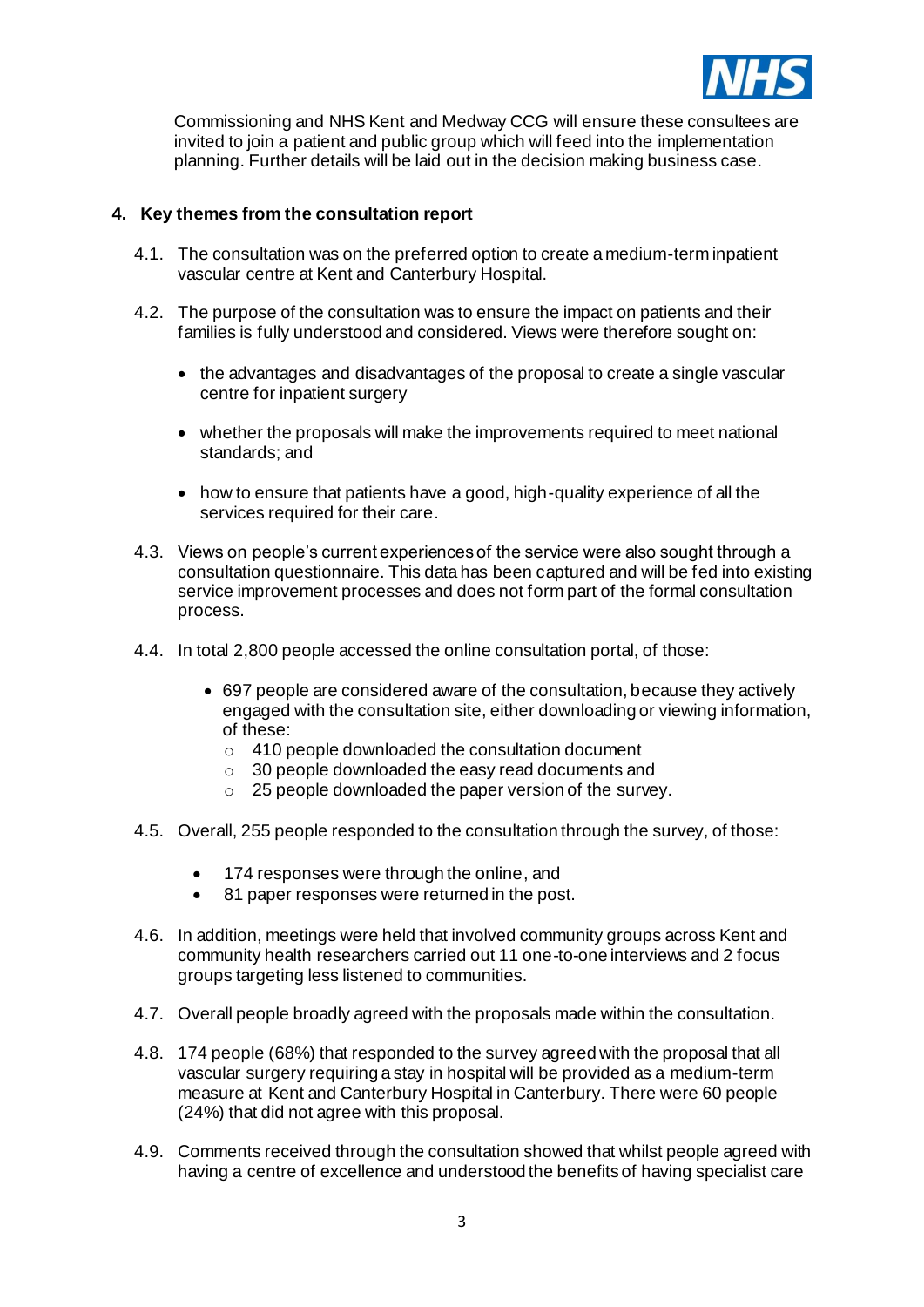Commissioning and NHS Kent and Medway CCG will ensure these consultees are invited to join a patient and public group which will feed into the implementation planning. Further details will be laid out in the decision making business case.

## 4. Key themes from the consultation report

4.1. The consultation was on the preferred option to create a medium-term inpatient vascular centre at Kent and Canterbury Hospital.

4.2. The purpose of the consultation was to ensure the impact on patients and their families is fully understood and considered. Views were therefore sought on:

- the advantages and disadvantages of the proposal to create a single vascular centre for inpatient surgery
- whether the proposals will make the improvements required to meet national standards; and
- how to ensure that patients have a good, high-quality experience of all the services required for their care.

4.3. Views on people's current experiences of the service were also sought through a consultation questionnaire. This data has been captured and will be fed into existing service improvement processes and does not form part of the formal consultation process.

4.4. In total 2,800 people accessed the online consultation portal, of those:

- 697 people are considered aware of the consultation, because they actively engaged with the consultation site, either downloading or viewing information, of these:
  - 410 people downloaded the consultation document
  - 30 people downloaded the easy read documents and
  - 25 people downloaded the paper version of the survey.

4.5. Overall, 255 people responded to the consultation through the survey, of those:

- 174 responses were through the online, and
- 81 paper responses were returned in the post.

4.6. In addition, meetings were held that involved community groups across Kent and community health researchers carried out 11 one-to-one interviews and 2 focus groups targeting less listened to communities.

4.7. Overall people broadly agreed with the proposals made within the consultation.

4.8. 174 people (68%) that responded to the survey agreed with the proposal that all vascular surgery requiring a stay in hospital will be provided as a medium-term measure at Kent and Canterbury Hospital in Canterbury. There were 60 people (24%) that did not agree with this proposal.

4.9. Comments received through the consultation showed that whilst people agreed with having a centre of excellence and understood the benefits of having specialist care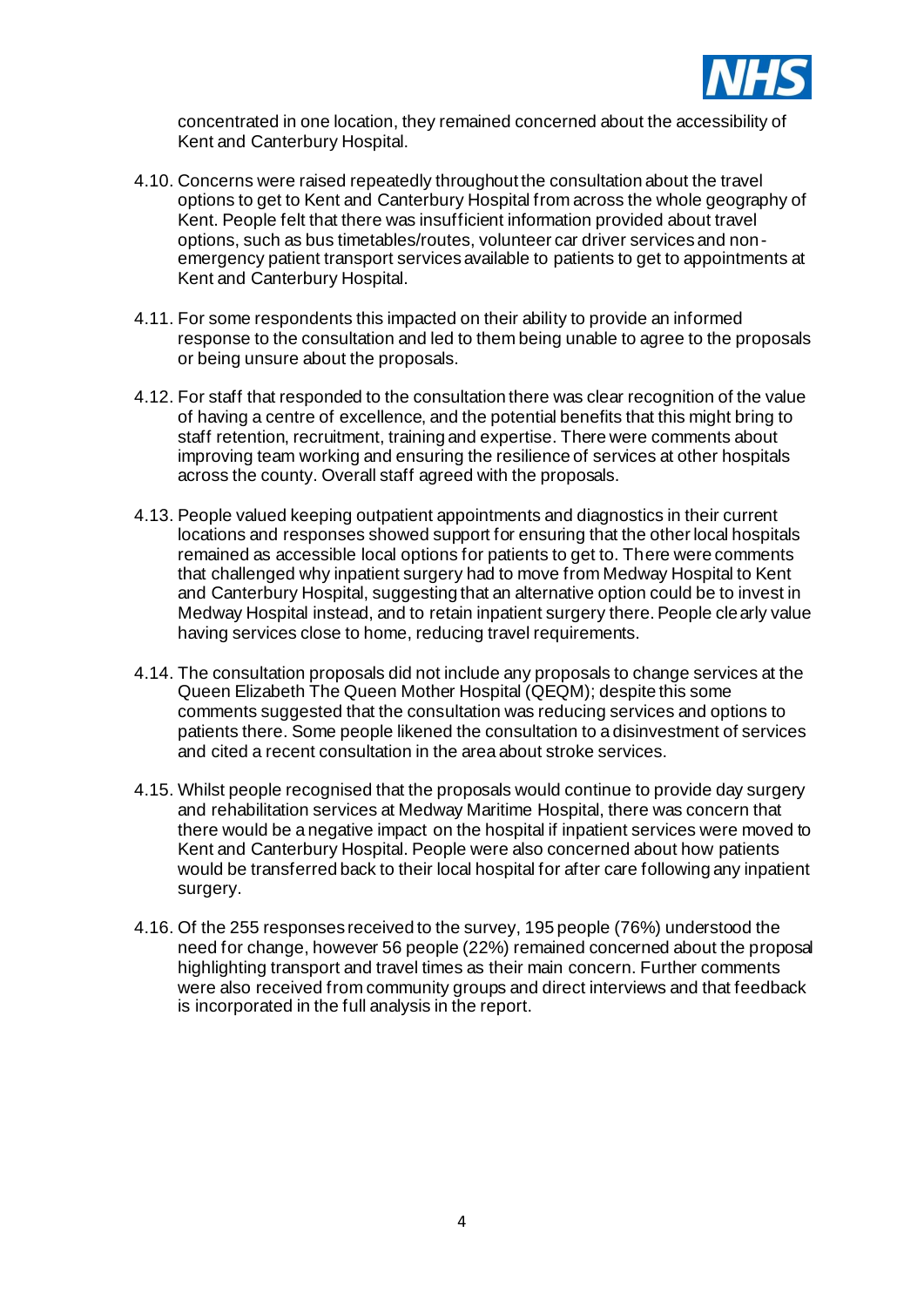concentrated in one location, they remained concerned about the accessibility of Kent and Canterbury Hospital.

4.10. Concerns were raised repeatedly throughout the consultation about the travel options to get to Kent and Canterbury Hospital from across the whole geography of Kent. People felt that there was insufficient information provided about travel options, such as bus timetables/routes, volunteer car driver services and non-emergency patient transport services available to patients to get to appointments at Kent and Canterbury Hospital.

4.11. For some respondents this impacted on their ability to provide an informed response to the consultation and led to them being unable to agree to the proposals or being unsure about the proposals.

4.12. For staff that responded to the consultation there was clear recognition of the value of having a centre of excellence, and the potential benefits that this might bring to staff retention, recruitment, training and expertise. There were comments about improving team working and ensuring the resilience of services at other hospitals across the county. Overall staff agreed with the proposals.

4.13. People valued keeping outpatient appointments and diagnostics in their current locations and responses showed support for ensuring that the other local hospitals remained as accessible local options for patients to get to. There were comments that challenged why inpatient surgery had to move from Medway Hospital to Kent and Canterbury Hospital, suggesting that an alternative option could be to invest in Medway Hospital instead, and to retain inpatient surgery there. People clearly value having services close to home, reducing travel requirements.

4.14. The consultation proposals did not include any proposals to change services at the Queen Elizabeth The Queen Mother Hospital (QEQM); despite this some comments suggested that the consultation was reducing services and options to patients there. Some people likened the consultation to a disinvestment of services and cited a recent consultation in the area about stroke services.

4.15. Whilst people recognised that the proposals would continue to provide day surgery and rehabilitation services at Medway Maritime Hospital, there was concern that there would be a negative impact on the hospital if inpatient services were moved to Kent and Canterbury Hospital. People were also concerned about how patients would be transferred back to their local hospital for after care following any inpatient surgery.

4.16. Of the 255 responses received to the survey, 195 people (76%) understood the need for change, however 56 people (22%) remained concerned about the proposal highlighting transport and travel times as their main concern. Further comments were also received from community groups and direct interviews and that feedback is incorporated in the full analysis in the report.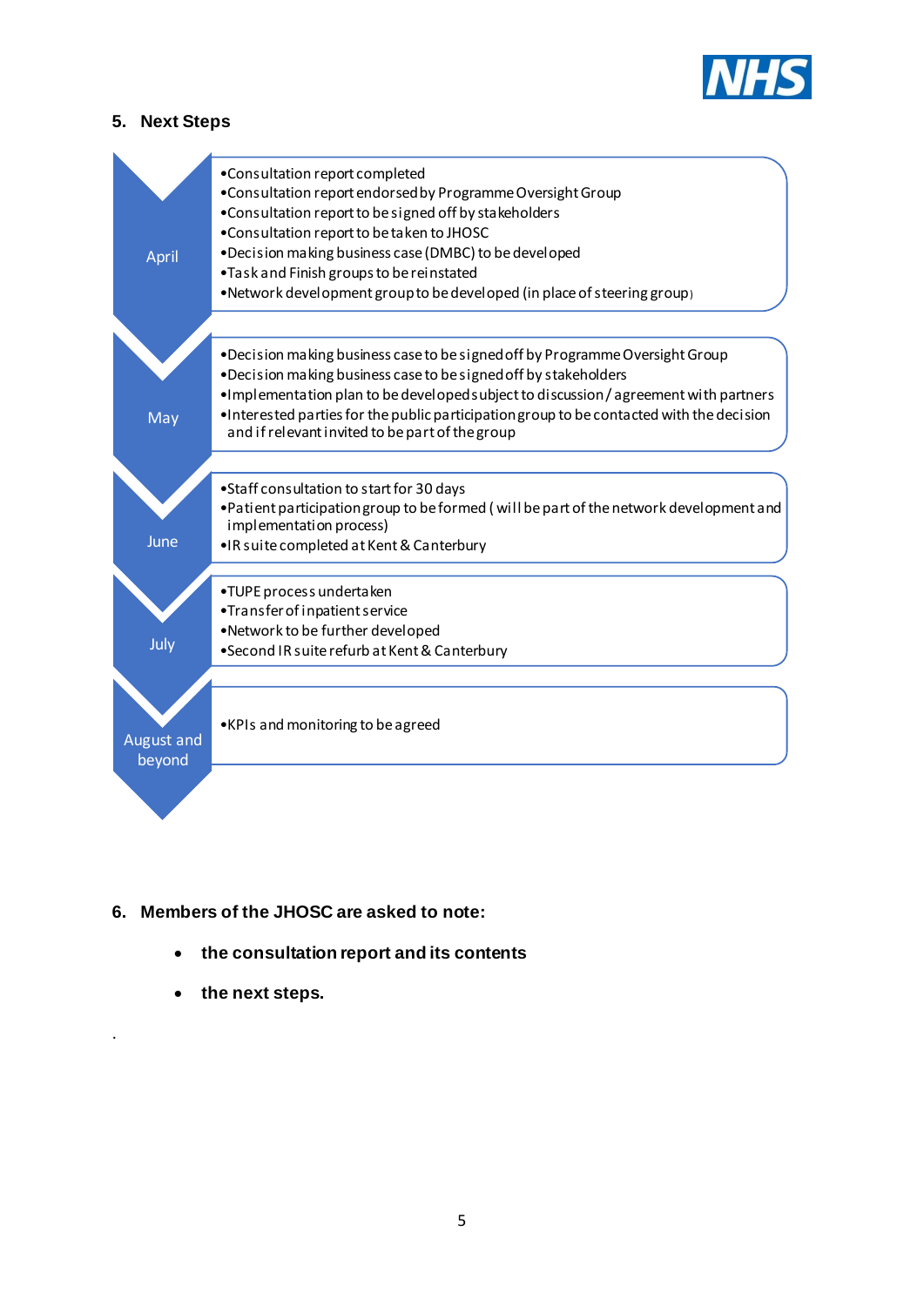## 5. Next Steps

**April**

- Consultation report completed
- Consultation report endorsed by Programme Oversight Group
- Consultation report to be signed off by stakeholders
- Consultation report to be taken to JHOSC
- Decision making business case (DMBC) to be developed
- Task and Finish groups to be reinstated
- Network development group to be developed (in place of steering group)

**May**

- Decision making business case to be signed off by Programme Oversight Group
- Decision making business case to be signed off by stakeholders
- Implementation plan to be developed subject to discussion / agreement with partners
- Interested parties for the public participation group to be contacted with the decision and if relevant invited to be part of the group

**June**

- Staff consultation to start for 30 days
- Patient participation group to be formed ( will be part of the network development and implementation process)
- IR suite completed at Kent & Canterbury

**July**

- TUPE process undertaken
- Transfer of inpatient service
- Network to be further developed
- Second IR suite refurb at Kent & Canterbury

**August and beyond**

- KPIs and monitoring to be agreed

## 6. Members of the JHOSC are asked to note:

- **the consultation report and its contents**
- **the next steps.**

.